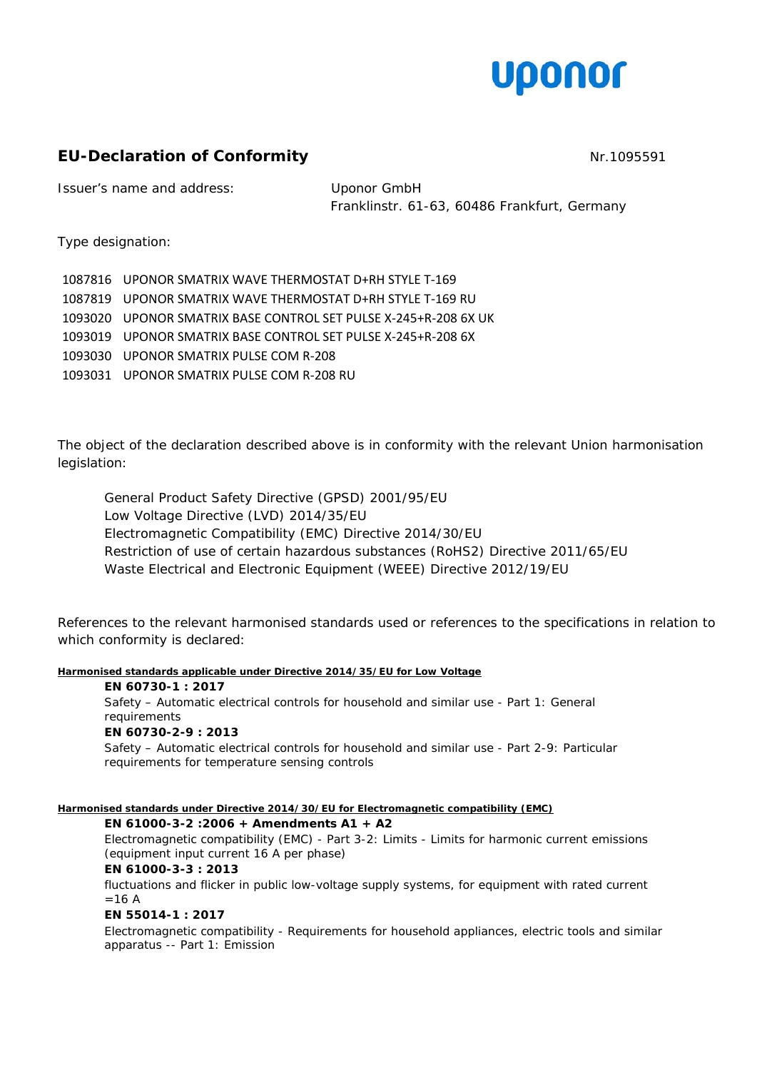uponor

# EU-Declaration of Conformity

Nr.1095591

Issuer's name and address: Uponor GmbH
Franklinstr. 61-63, 60486 Frankfurt, Germany

Type designation:

1087816 UPONOR SMATRIX WAVE THERMOSTAT D+RH STYLE T-169
1087819 UPONOR SMATRIX WAVE THERMOSTAT D+RH STYLE T-169 RU
1093020 UPONOR SMATRIX BASE CONTROL SET PULSE X-245+R-208 6X UK
1093019 UPONOR SMATRIX BASE CONTROL SET PULSE X-245+R-208 6X
1093030 UPONOR SMATRIX PULSE COM R-208
1093031 UPONOR SMATRIX PULSE COM R-208 RU

The object of the declaration described above is in conformity with the relevant Union harmonisation legislation:

General Product Safety Directive (GPSD) 2001/95/EU
Low Voltage Directive (LVD) 2014/35/EU
Electromagnetic Compatibility (EMC) Directive 2014/30/EU
Restriction of use of certain hazardous substances (RoHS2) Directive 2011/65/EU
Waste Electrical and Electronic Equipment (WEEE) Directive 2012/19/EU

References to the relevant harmonised standards used or references to the specifications in relation to which conformity is declared:

**Harmonised standards applicable under Directive 2014/35/EU for Low Voltage**

**EN 60730-1 : 2017**
Safety – Automatic electrical controls for household and similar use - Part 1: General requirements

**EN 60730-2-9 : 2013**
Safety – Automatic electrical controls for household and similar use - Part 2-9: Particular requirements for temperature sensing controls

**Harmonised standards under Directive 2014/30/EU for Electromagnetic compatibility (EMC)**

**EN 61000-3-2 :2006 + Amendments A1 + A2**
Electromagnetic compatibility (EMC) - Part 3-2: Limits - Limits for harmonic current emissions (equipment input current 16 A per phase)

**EN 61000-3-3 : 2013**
fluctuations and flicker in public low-voltage supply systems, for equipment with rated current =16 A

**EN 55014-1 : 2017**
Electromagnetic compatibility - Requirements for household appliances, electric tools and similar apparatus -- Part 1: Emission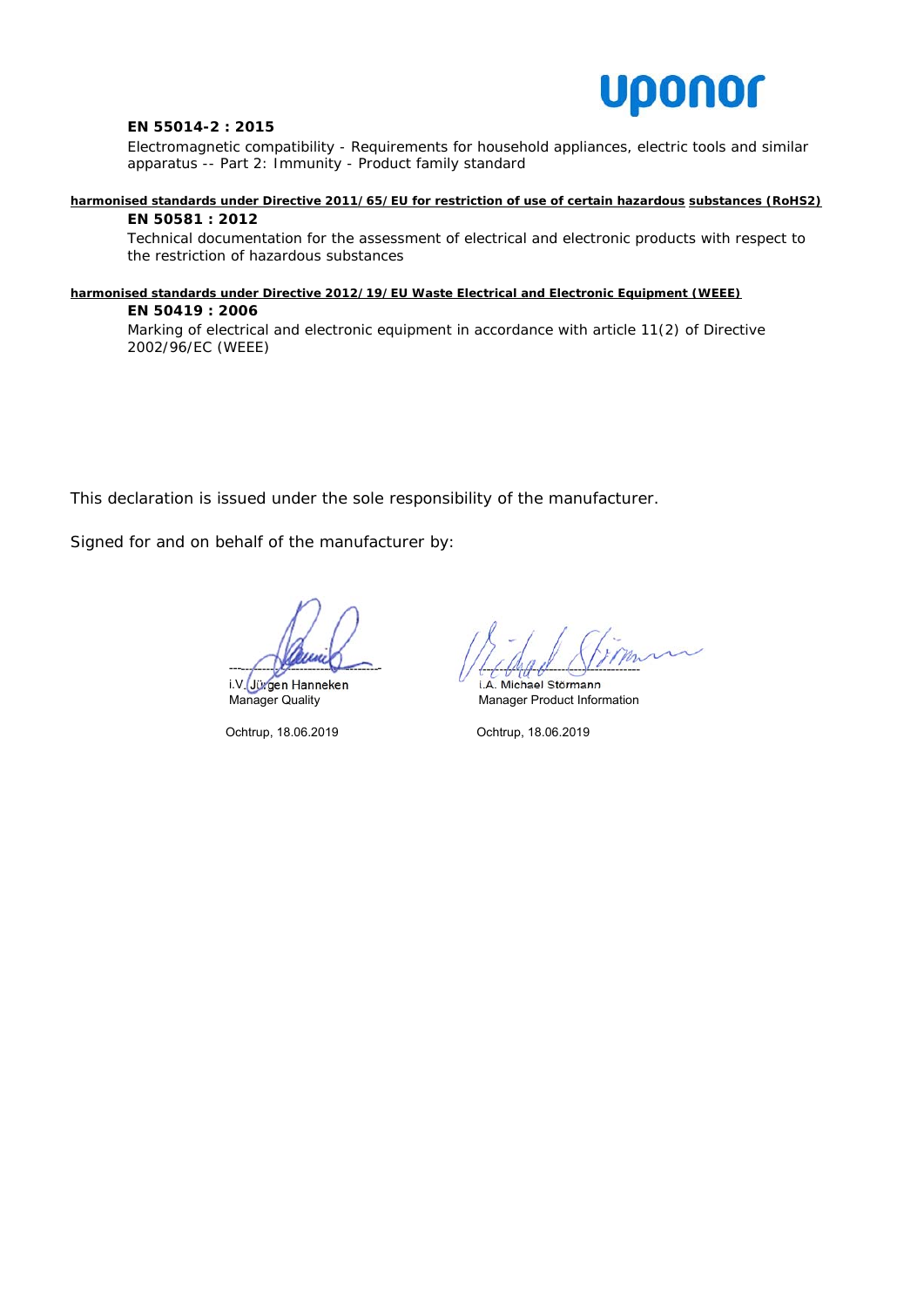**EN 55014-2 : 2015**

Electromagnetic compatibility - Requirements for household appliances, electric tools and similar apparatus -- Part 2: Immunity - Product family standard

**harmonised standards under Directive 2011/65/EU for restriction of use of certain hazardous substances (RoHS2)**

**EN 50581 : 2012**

Technical documentation for the assessment of electrical and electronic products with respect to the restriction of hazardous substances

**harmonised standards under Directive 2012/19/EU Waste Electrical and Electronic Equipment (WEEE)**

**EN 50419 : 2006**

Marking of electrical and electronic equipment in accordance with article 11(2) of Directive 2002/96/EC (WEEE)

This declaration is issued under the sole responsibility of the manufacturer.

Signed for and on behalf of the manufacturer by:

i.V. Jürgen Hanneken
Manager Quality

Ochtrup, 18.06.2019

i.A. Michael Störmann
Manager Product Information

Ochtrup, 18.06.2019